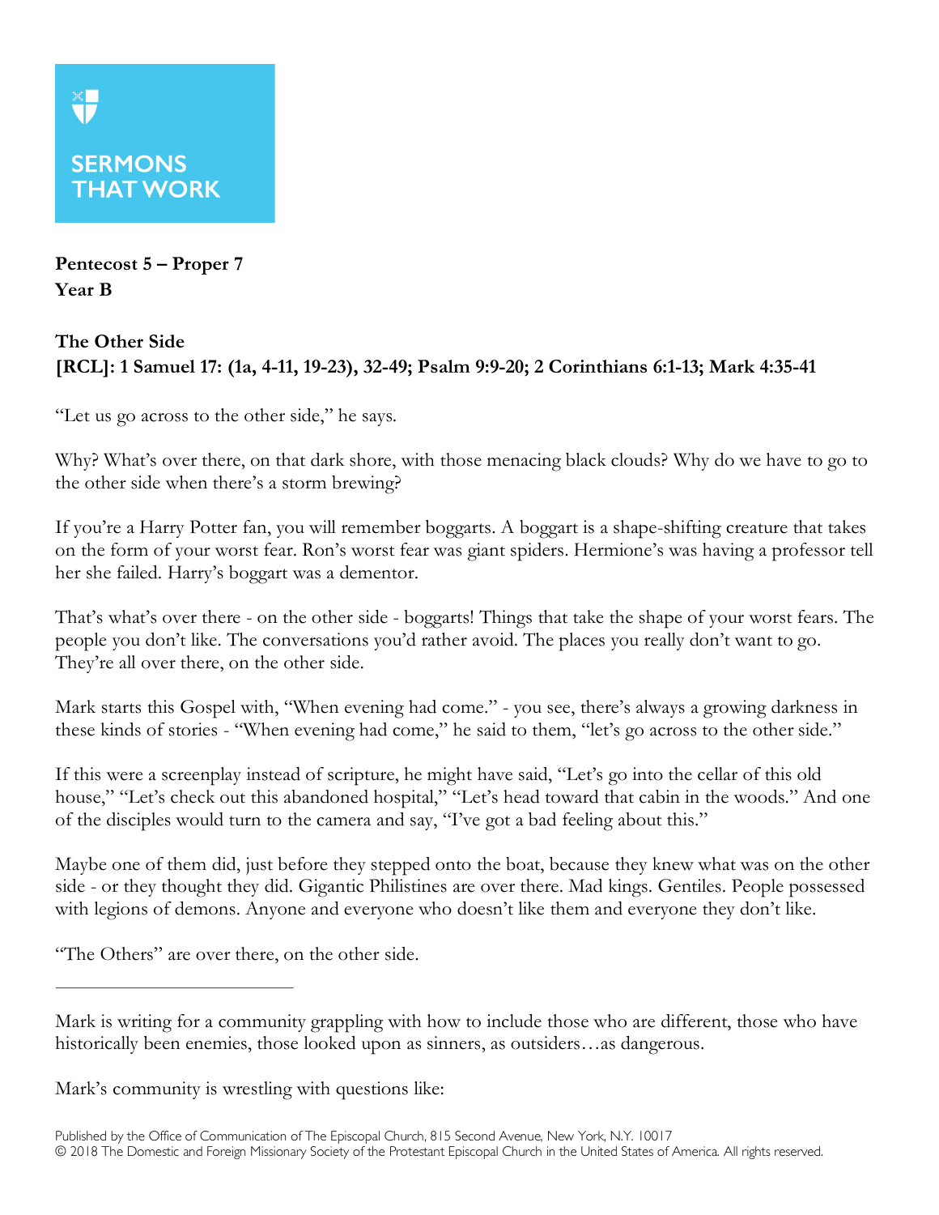SERMONS THAT WORK

**Pentecost 5 – Proper 7**
**Year B**

**The Other Side**
**[RCL]: 1 Samuel 17: (1a, 4-11, 19-23), 32-49; Psalm 9:9-20; 2 Corinthians 6:1-13; Mark 4:35-41**

"Let us go across to the other side," he says.

Why? What's over there, on that dark shore, with those menacing black clouds? Why do we have to go to the other side when there's a storm brewing?

If you're a Harry Potter fan, you will remember boggarts. A boggart is a shape-shifting creature that takes on the form of your worst fear. Ron's worst fear was giant spiders. Hermione's was having a professor tell her she failed. Harry's boggart was a dementor.

That's what's over there - on the other side - boggarts! Things that take the shape of your worst fears. The people you don't like. The conversations you'd rather avoid. The places you really don't want to go. They're all over there, on the other side.

Mark starts this Gospel with, "When evening had come." - you see, there's always a growing darkness in these kinds of stories - "When evening had come," he said to them, "let's go across to the other side."

If this were a screenplay instead of scripture, he might have said, "Let's go into the cellar of this old house," "Let's check out this abandoned hospital," "Let's head toward that cabin in the woods." And one of the disciples would turn to the camera and say, "I've got a bad feeling about this."

Maybe one of them did, just before they stepped onto the boat, because they knew what was on the other side - or they thought they did. Gigantic Philistines are over there. Mad kings. Gentiles. People possessed with legions of demons. Anyone and everyone who doesn't like them and everyone they don't like.

"The Others" are over there, on the other side.

---

Mark is writing for a community grappling with how to include those who are different, those who have historically been enemies, those looked upon as sinners, as outsiders…as dangerous.

Mark's community is wrestling with questions like: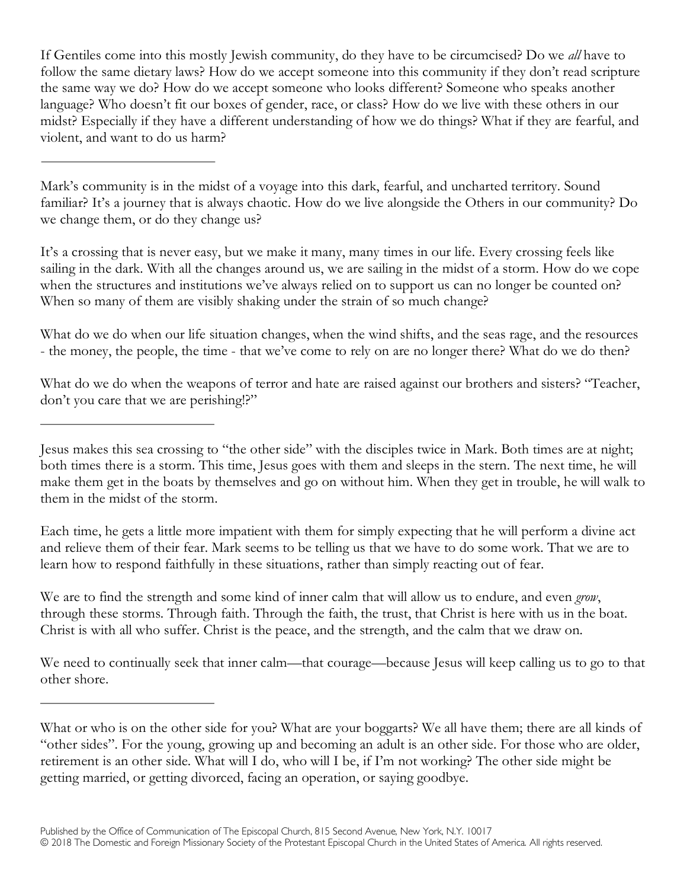If Gentiles come into this mostly Jewish community, do they have to be circumcised? Do we *all* have to follow the same dietary laws? How do we accept someone into this community if they don't read scripture the same way we do? How do we accept someone who looks different? Someone who speaks another language? Who doesn't fit our boxes of gender, race, or class? How do we live with these others in our midst? Especially if they have a different understanding of how we do things? What if they are fearful, and violent, and want to do us harm?

---

Mark's community is in the midst of a voyage into this dark, fearful, and uncharted territory. Sound familiar? It's a journey that is always chaotic. How do we live alongside the Others in our community? Do we change them, or do they change us?

It's a crossing that is never easy, but we make it many, many times in our life. Every crossing feels like sailing in the dark. With all the changes around us, we are sailing in the midst of a storm. How do we cope when the structures and institutions we've always relied on to support us can no longer be counted on? When so many of them are visibly shaking under the strain of so much change?

What do we do when our life situation changes, when the wind shifts, and the seas rage, and the resources - the money, the people, the time - that we've come to rely on are no longer there? What do we do then?

What do we do when the weapons of terror and hate are raised against our brothers and sisters? "Teacher, don't you care that we are perishing!?"

---

Jesus makes this sea crossing to "the other side" with the disciples twice in Mark. Both times are at night; both times there is a storm. This time, Jesus goes with them and sleeps in the stern. The next time, he will make them get in the boats by themselves and go on without him. When they get in trouble, he will walk to them in the midst of the storm.

Each time, he gets a little more impatient with them for simply expecting that he will perform a divine act and relieve them of their fear. Mark seems to be telling us that we have to do some work. That we are to learn how to respond faithfully in these situations, rather than simply reacting out of fear.

We are to find the strength and some kind of inner calm that will allow us to endure, and even *grow*, through these storms. Through faith. Through the faith, the trust, that Christ is here with us in the boat. Christ is with all who suffer. Christ is the peace, and the strength, and the calm that we draw on.

We need to continually seek that inner calm—that courage—because Jesus will keep calling us to go to that other shore.

---

What or who is on the other side for you? What are your boggarts? We all have them; there are all kinds of "other sides". For the young, growing up and becoming an adult is an other side. For those who are older, retirement is an other side. What will I do, who will I be, if I'm not working? The other side might be getting married, or getting divorced, facing an operation, or saying goodbye.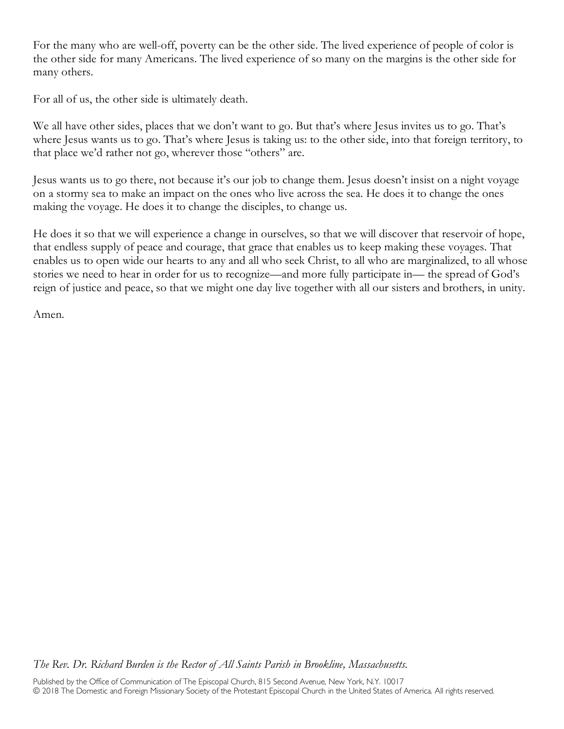For the many who are well-off, poverty can be the other side. The lived experience of people of color is the other side for many Americans. The lived experience of so many on the margins is the other side for many others.

For all of us, the other side is ultimately death.

We all have other sides, places that we don't want to go. But that's where Jesus invites us to go. That's where Jesus wants us to go. That's where Jesus is taking us: to the other side, into that foreign territory, to that place we'd rather not go, wherever those "others" are.

Jesus wants us to go there, not because it's our job to change them. Jesus doesn't insist on a night voyage on a stormy sea to make an impact on the ones who live across the sea. He does it to change the ones making the voyage. He does it to change the disciples, to change us.

He does it so that we will experience a change in ourselves, so that we will discover that reservoir of hope, that endless supply of peace and courage, that grace that enables us to keep making these voyages. That enables us to open wide our hearts to any and all who seek Christ, to all who are marginalized, to all whose stories we need to hear in order for us to recognize—and more fully participate in— the spread of God's reign of justice and peace, so that we might one day live together with all our sisters and brothers, in unity.

Amen.

*The Rev. Dr. Richard Burden is the Rector of All Saints Parish in Brookline, Massachusetts.*

Published by the Office of Communication of The Episcopal Church, 815 Second Avenue, New York, N.Y. 10017
© 2018 The Domestic and Foreign Missionary Society of the Protestant Episcopal Church in the United States of America. All rights reserved.